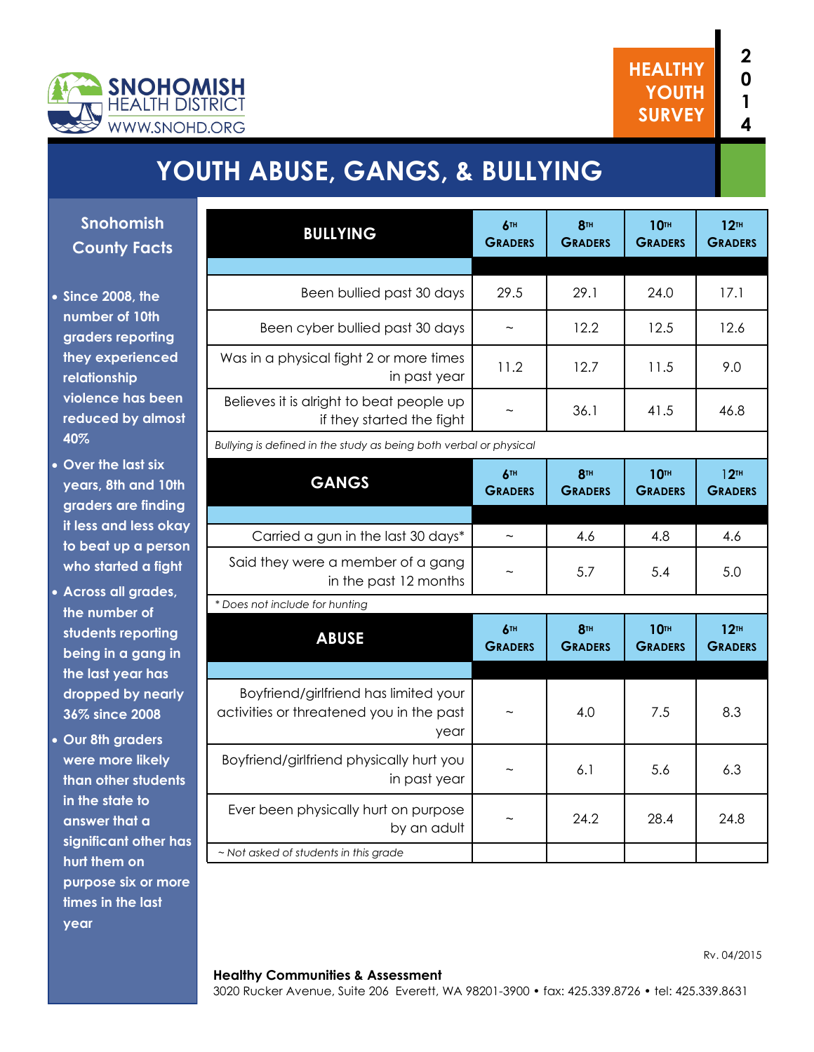SNOHOMISH HEALTH DISTRICT
WWW.SNOHD.ORG

HEALTHY YOUTH SURVEY 2014

# YOUTH ABUSE, GANGS, & BULLYING

## Snohomish County Facts

- Since 2008, the number of 10th graders reporting they experienced relationship violence has been reduced by almost 40%
- Over the last six years, 8th and 10th graders are finding it less and less okay to beat up a person who started a fight
- Across all grades, the number of students reporting being in a gang in the last year has dropped by nearly 36% since 2008
- Our 8th graders were more likely than other students in the state to answer that a significant other has hurt them on purpose six or more times in the last year

| BULLYING | 6th Graders | 8th Graders | 10th Graders | 12th Graders |
|---|---|---|---|---|
| Been bullied past 30 days | 29.5 | 29.1 | 24.0 | 17.1 |
| Been cyber bullied past 30 days | ~ | 12.2 | 12.5 | 12.6 |
| Was in a physical fight 2 or more times in past year | 11.2 | 12.7 | 11.5 | 9.0 |
| Believes it is alright to beat people up if they started the fight | ~ | 36.1 | 41.5 | 46.8 |

*Bullying is defined in the study as being both verbal or physical*

| GANGS | 6th Graders | 8th Graders | 10th Graders | 12th Graders |
|---|---|---|---|---|
| Carried a gun in the last 30 days* | ~ | 4.6 | 4.8 | 4.6 |
| Said they were a member of a gang in the past 12 months | ~ | 5.7 | 5.4 | 5.0 |

*\* Does not include for hunting*

| ABUSE | 6th Graders | 8th Graders | 10th Graders | 12th Graders |
|---|---|---|---|---|
| Boyfriend/girlfriend has limited your activities or threatened you in the past year | ~ | 4.0 | 7.5 | 8.3 |
| Boyfriend/girlfriend physically hurt you in past year | ~ | 6.1 | 5.6 | 6.3 |
| Ever been physically hurt on purpose by an adult | ~ | 24.2 | 28.4 | 24.8 |

*~ Not asked of students in this grade*

Rv. 04/2015

**Healthy Communities & Assessment**
3020 Rucker Avenue, Suite 206 Everett, WA 98201-3900 • fax: 425.339.8726 • tel: 425.339.8631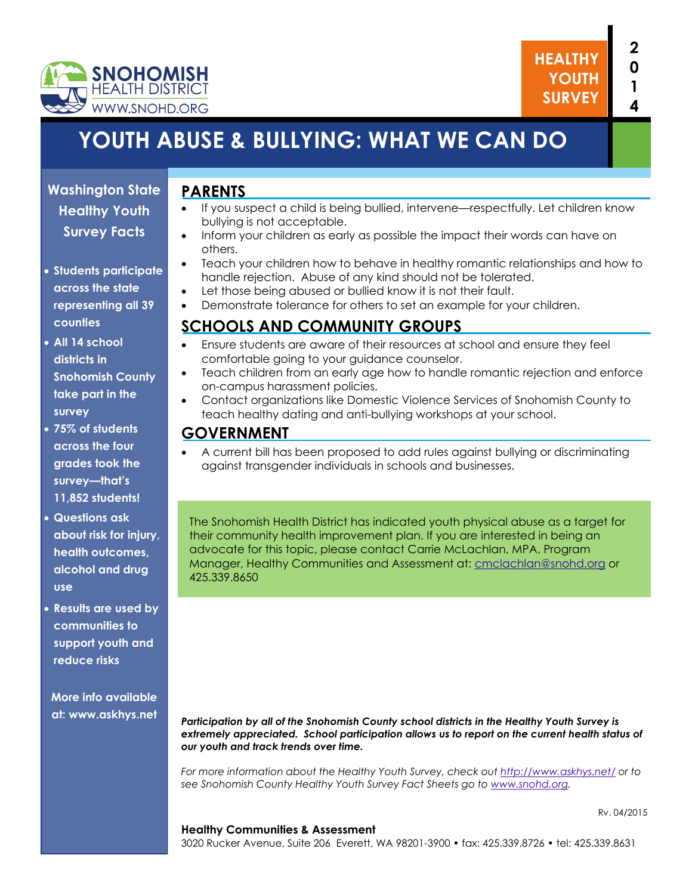SNOHOMISH HEALTH DISTRICT
WWW.SNOHD.ORG

HEALTHY YOUTH SURVEY 2014

# YOUTH ABUSE & BULLYING: WHAT WE CAN DO

## PARENTS

- If you suspect a child is being bullied, intervene—respectfully. Let children know bullying is not acceptable.
- Inform your children as early as possible the impact their words can have on others.
- Teach your children how to behave in healthy romantic relationships and how to handle rejection. Abuse of any kind should not be tolerated.
- Let those being abused or bullied know it is not their fault.
- Demonstrate tolerance for others to set an example for your children.

## SCHOOLS AND COMMUNITY GROUPS

- Ensure students are aware of their resources at school and ensure they feel comfortable going to your guidance counselor.
- Teach children from an early age how to handle romantic rejection and enforce on-campus harassment policies.
- Contact organizations like Domestic Violence Services of Snohomish County to teach healthy dating and anti-bullying workshops at your school.

## GOVERNMENT

- A current bill has been proposed to add rules against bullying or discriminating against transgender individuals in schools and businesses.

The Snohomish Health District has indicated youth physical abuse as a target for their community health improvement plan. If you are interested in being an advocate for this topic, please contact Carrie McLachlan, MPA, Program Manager, Healthy Communities and Assessment at: cmclachlan@snohd.org or 425.339.8650

### Washington State Healthy Youth Survey Facts

- **Students participate across the state representing all 39 counties**
- **All 14 school districts in Snohomish County take part in the survey**
- **75% of students across the four grades took the survey—that's 11,852 students!**
- **Questions ask about risk for injury, health outcomes, alcohol and drug use**
- **Results are used by communities to support youth and reduce risks**

**More info available at: www.askhys.net**

***Participation by all of the Snohomish County school districts in the Healthy Youth Survey is extremely appreciated. School participation allows us to report on the current health status of our youth and track trends over time.***

*For more information about the Healthy Youth Survey, check out http://www.askhys.net/ or to see Snohomish County Healthy Youth Survey Fact Sheets go to www.snohd.org.*

Rv. 04/2015

**Healthy Communities & Assessment**
3020 Rucker Avenue, Suite 206 Everett, WA 98201-3900 • fax: 425.339.8726 • tel: 425.339.8631